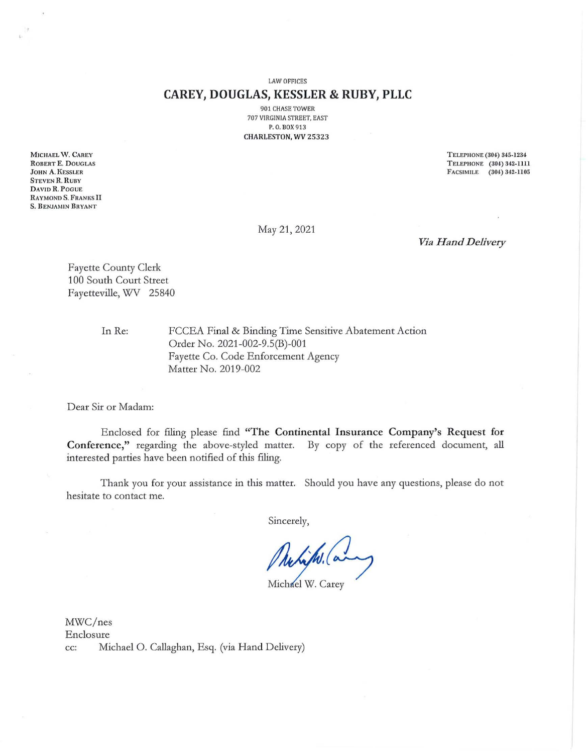LAW OFFICES

# CAREY, DOUGLAS, KESSLER & RUBY, PLLC

901 CHASE TOWER
707 VIRGINIA STREET, EAST
P. O. BOX 913
**CHARLESTON, WV 25323**

MICHAEL W. CAREY
ROBERT E. DOUGLAS
JOHN A. KESSLER
STEVEN R. RUBY
DAVID R. POGUE
RAYMOND S. FRANKS II
S. BENJAMIN BRYANT

TELEPHONE (304) 345-1234
TELEPHONE (304) 342-1111
FACSIMILE (304) 342-1105

May 21, 2021

***Via Hand Delivery***

Fayette County Clerk
100 South Court Street
Fayetteville, WV 25840

In Re: FCCEA Final & Binding Time Sensitive Abatement Action
Order No. 2021-002-9.5(B)-001
Fayette Co. Code Enforcement Agency
Matter No. 2019-002

Dear Sir or Madam:

Enclosed for filing please find **"The Continental Insurance Company's Request for Conference,"** regarding the above-styled matter. By copy of the referenced document, all interested parties have been notified of this filing.

Thank you for your assistance in this matter. Should you have any questions, please do not hesitate to contact me.

Sincerely,

Michael W. Carey

MWC/nes
Enclosure
cc: Michael O. Callaghan, Esq. (via Hand Delivery)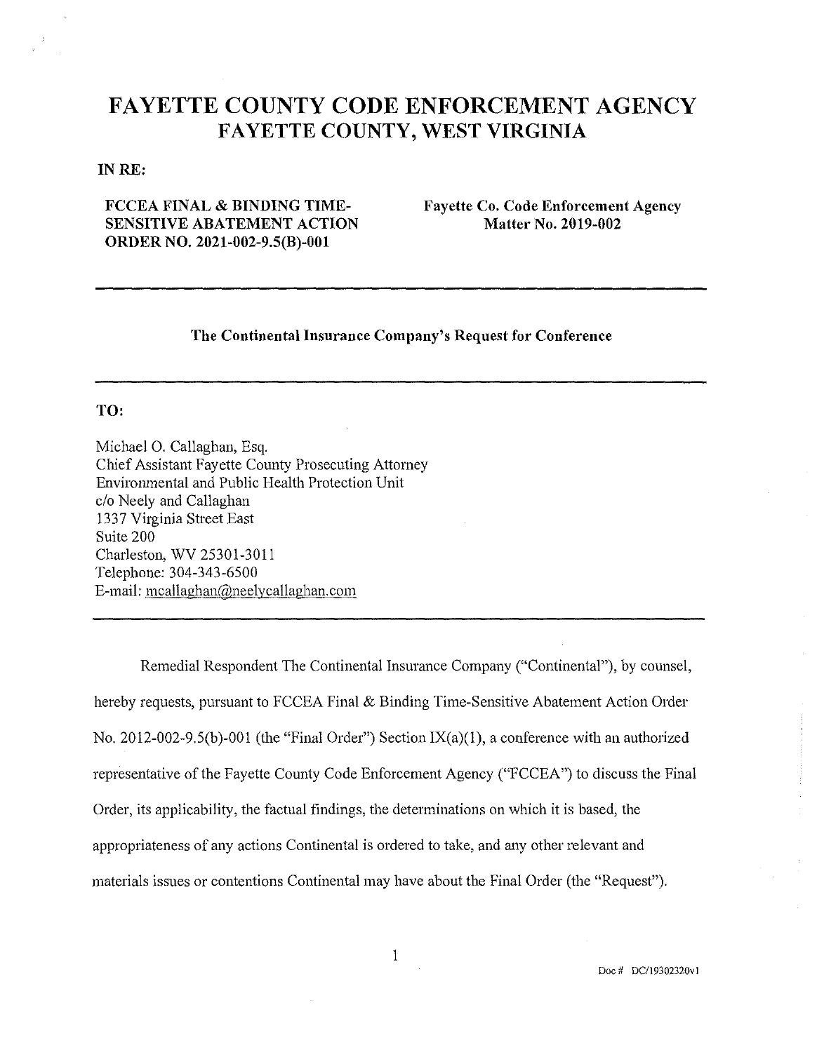# FAYETTE COUNTY CODE ENFORCEMENT AGENCY
## FAYETTE COUNTY, WEST VIRGINIA

**IN RE:**

**FCCEA FINAL & BINDING TIME-SENSITIVE ABATEMENT ACTION ORDER NO. 2021-002-9.5(B)-001**

**Fayette Co. Code Enforcement Agency Matter No. 2019-002**

---

**The Continental Insurance Company's Request for Conference**

---

**TO:**

Michael O. Callaghan, Esq.
Chief Assistant Fayette County Prosecuting Attorney
Environmental and Public Health Protection Unit
c/o Neely and Callaghan
1337 Virginia Street East
Suite 200
Charleston, WV 25301-3011
Telephone: 304-343-6500
E-mail: mcallaghan@neelycallaghan.com

---

Remedial Respondent The Continental Insurance Company ("Continental"), by counsel, hereby requests, pursuant to FCCEA Final & Binding Time-Sensitive Abatement Action Order No. 2012-002-9.5(b)-001 (the "Final Order") Section IX(a)(1), a conference with an authorized representative of the Fayette County Code Enforcement Agency ("FCCEA") to discuss the Final Order, its applicability, the factual findings, the determinations on which it is based, the appropriateness of any actions Continental is ordered to take, and any other relevant and materials issues or contentions Continental may have about the Final Order (the "Request").

Doc # DC/19302320v1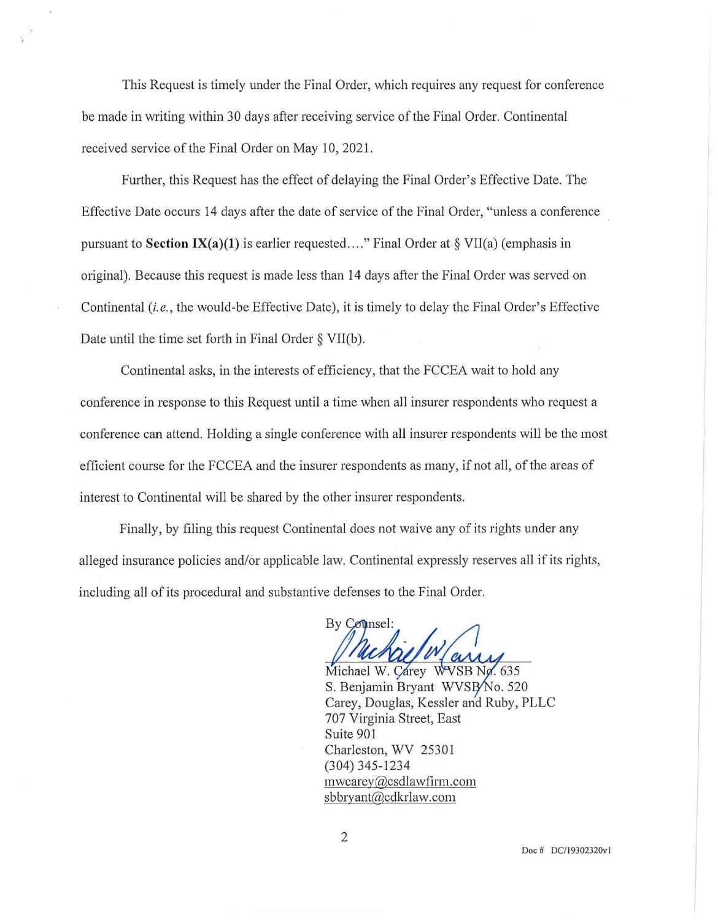This Request is timely under the Final Order, which requires any request for conference be made in writing within 30 days after receiving service of the Final Order. Continental received service of the Final Order on May 10, 2021.

Further, this Request has the effect of delaying the Final Order's Effective Date. The Effective Date occurs 14 days after the date of service of the Final Order, "unless a conference pursuant to **Section IX(a)(1)** is earlier requested…." Final Order at § VII(a) (emphasis in original). Because this request is made less than 14 days after the Final Order was served on Continental (*i.e.*, the would-be Effective Date), it is timely to delay the Final Order's Effective Date until the time set forth in Final Order § VII(b).

Continental asks, in the interests of efficiency, that the FCCEA wait to hold any conference in response to this Request until a time when all insurer respondents who request a conference can attend. Holding a single conference with all insurer respondents will be the most efficient course for the FCCEA and the insurer respondents as many, if not all, of the areas of interest to Continental will be shared by the other insurer respondents.

Finally, by filing this request Continental does not waive any of its rights under any alleged insurance policies and/or applicable law. Continental expressly reserves all if its rights, including all of its procedural and substantive defenses to the Final Order.

By Counsel:

Michael W. Carey WVSB No. 635
S. Benjamin Bryant WVSB No. 520
Carey, Douglas, Kessler and Ruby, PLLC
707 Virginia Street, East
Suite 901
Charleston, WV 25301
(304) 345-1234
mwcarey@csdlawfirm.com
sbbryant@cdkrlaw.com

Doc # DC/19302320v1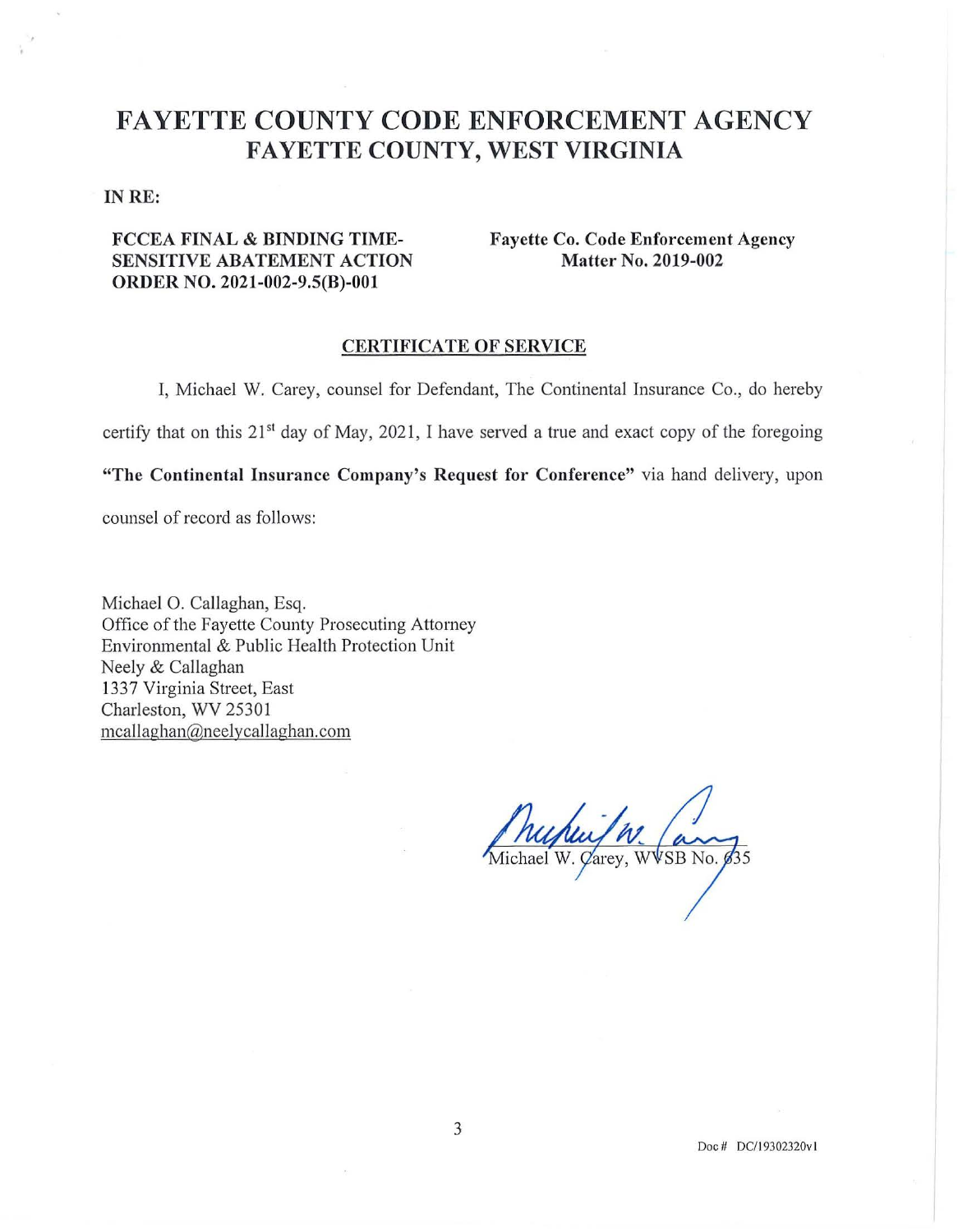# FAYETTE COUNTY CODE ENFORCEMENT AGENCY
## FAYETTE COUNTY, WEST VIRGINIA

**IN RE:**

| | |
|---|---|
| **FCCEA FINAL & BINDING TIME-SENSITIVE ABATEMENT ACTION ORDER NO. 2021-002-9.5(B)-001** | **Fayette Co. Code Enforcement Agency Matter No. 2019-002** |

**CERTIFICATE OF SERVICE**

I, Michael W. Carey, counsel for Defendant, The Continental Insurance Co., do hereby certify that on this 21st day of May, 2021, I have served a true and exact copy of the foregoing **"The Continental Insurance Company's Request for Conference"** via hand delivery, upon counsel of record as follows:

Michael O. Callaghan, Esq.
Office of the Fayette County Prosecuting Attorney
Environmental & Public Health Protection Unit
Neely & Callaghan
1337 Virginia Street, East
Charleston, WV 25301
mcallaghan@neelycallaghan.com

Michael W. Carey, WVSB No. 635

Doc# DC/19302320v1